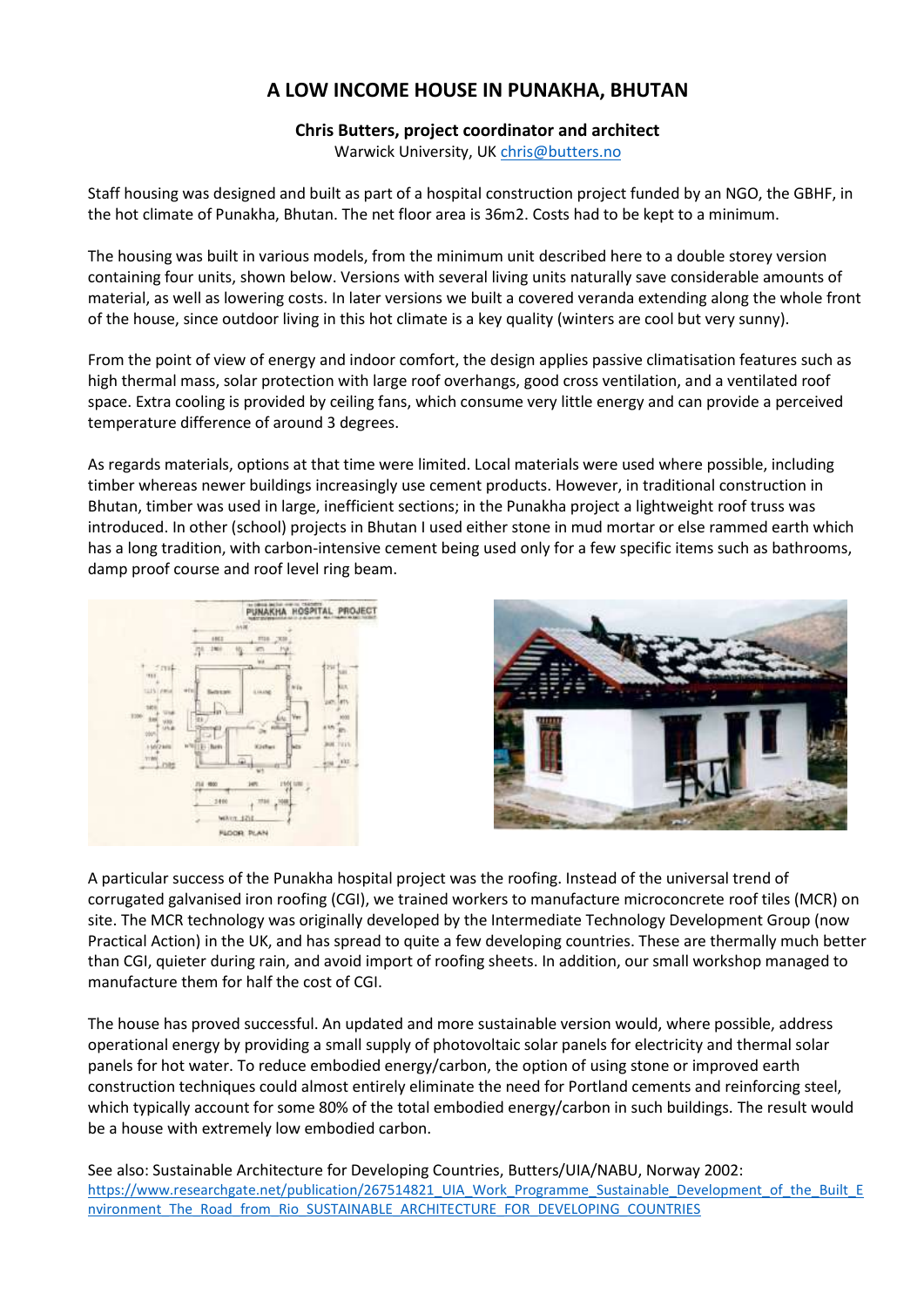# A LOW INCOME HOUSE IN PUNAKHA, BHUTAN

**Chris Butters, project coordinator and architect**

Warwick University, UK chris@butters.no

Staff housing was designed and built as part of a hospital construction project funded by an NGO, the GBHF, in the hot climate of Punakha, Bhutan. The net floor area is 36m2. Costs had to be kept to a minimum.

The housing was built in various models, from the minimum unit described here to a double storey version containing four units, shown below. Versions with several living units naturally save considerable amounts of material, as well as lowering costs. In later versions we built a covered veranda extending along the whole front of the house, since outdoor living in this hot climate is a key quality (winters are cool but very sunny).

From the point of view of energy and indoor comfort, the design applies passive climatisation features such as high thermal mass, solar protection with large roof overhangs, good cross ventilation, and a ventilated roof space. Extra cooling is provided by ceiling fans, which consume very little energy and can provide a perceived temperature difference of around 3 degrees.

As regards materials, options at that time were limited. Local materials were used where possible, including timber whereas newer buildings increasingly use cement products. However, in traditional construction in Bhutan, timber was used in large, inefficient sections; in the Punakha project a lightweight roof truss was introduced. In other (school) projects in Bhutan I used either stone in mud mortar or else rammed earth which has a long tradition, with carbon-intensive cement being used only for a few specific items such as bathrooms, damp proof course and roof level ring beam.

A particular success of the Punakha hospital project was the roofing. Instead of the universal trend of corrugated galvanised iron roofing (CGI), we trained workers to manufacture microconcrete roof tiles (MCR) on site. The MCR technology was originally developed by the Intermediate Technology Development Group (now Practical Action) in the UK, and has spread to quite a few developing countries. These are thermally much better than CGI, quieter during rain, and avoid import of roofing sheets. In addition, our small workshop managed to manufacture them for half the cost of CGI.

The house has proved successful. An updated and more sustainable version would, where possible, address operational energy by providing a small supply of photovoltaic solar panels for electricity and thermal solar panels for hot water. To reduce embodied energy/carbon, the option of using stone or improved earth construction techniques could almost entirely eliminate the need for Portland cements and reinforcing steel, which typically account for some 80% of the total embodied energy/carbon in such buildings. The result would be a house with extremely low embodied carbon.

See also: Sustainable Architecture for Developing Countries, Butters/UIA/NABU, Norway 2002: https://www.researchgate.net/publication/267514821_UIA_Work_Programme_Sustainable_Development_of_the_Built_Environment_The_Road_from_Rio_SUSTAINABLE_ARCHITECTURE_FOR_DEVELOPING_COUNTRIES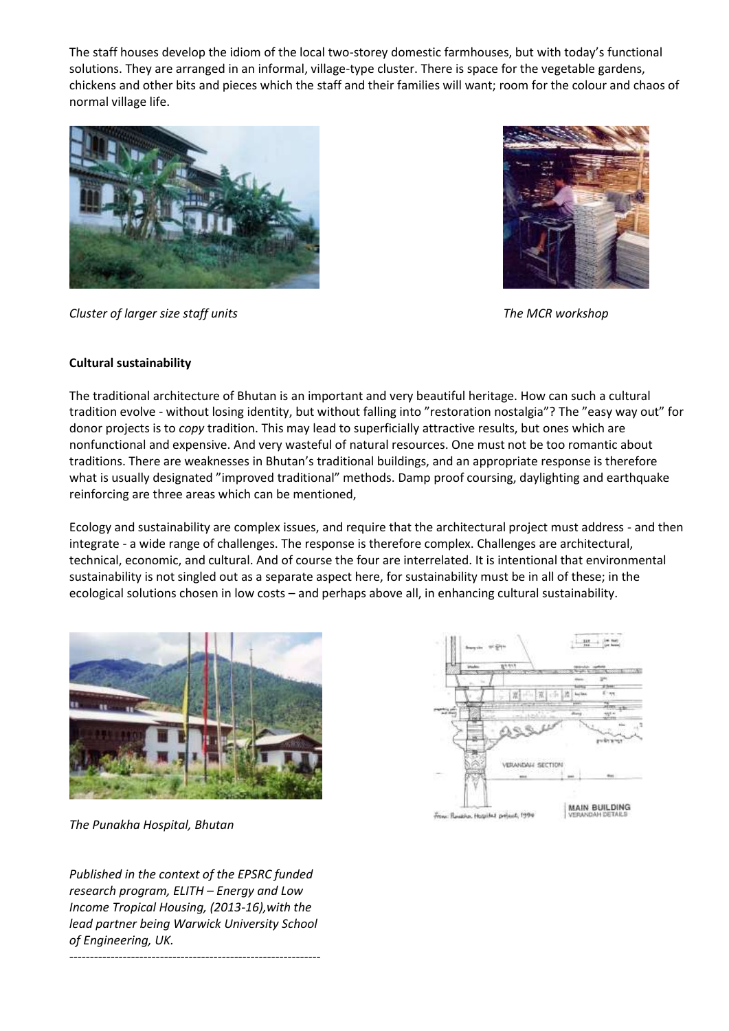The staff houses develop the idiom of the local two-storey domestic farmhouses, but with today's functional solutions. They are arranged in an informal, village-type cluster. There is space for the vegetable gardens, chickens and other bits and pieces which the staff and their families will want; room for the colour and chaos of normal village life.

*Cluster of larger size staff units*

*The MCR workshop*

**Cultural sustainability**

The traditional architecture of Bhutan is an important and very beautiful heritage. How can such a cultural tradition evolve - without losing identity, but without falling into "restoration nostalgia"? The "easy way out" for donor projects is to *copy* tradition. This may lead to superficially attractive results, but ones which are nonfunctional and expensive. And very wasteful of natural resources. One must not be too romantic about traditions. There are weaknesses in Bhutan's traditional buildings, and an appropriate response is therefore what is usually designated "improved traditional" methods. Damp proof coursing, daylighting and earthquake reinforcing are three areas which can be mentioned,

Ecology and sustainability are complex issues, and require that the architectural project must address - and then integrate - a wide range of challenges. The response is therefore complex. Challenges are architectural, technical, economic, and cultural. And of course the four are interrelated. It is intentional that environmental sustainability is not singled out as a separate aspect here, for sustainability must be in all of these; in the ecological solutions chosen in low costs – and perhaps above all, in enhancing cultural sustainability.

*The Punakha Hospital, Bhutan*

VERANDAH SECTION

From: Punakha Hospital project, 1994

MAIN BUILDING
VERANDAH DETAILS

*Published in the context of the EPSRC funded research program, ELITH – Energy and Low Income Tropical Housing, (2013-16),with the lead partner being Warwick University School of Engineering, UK.*

-------------------------------------------------------------